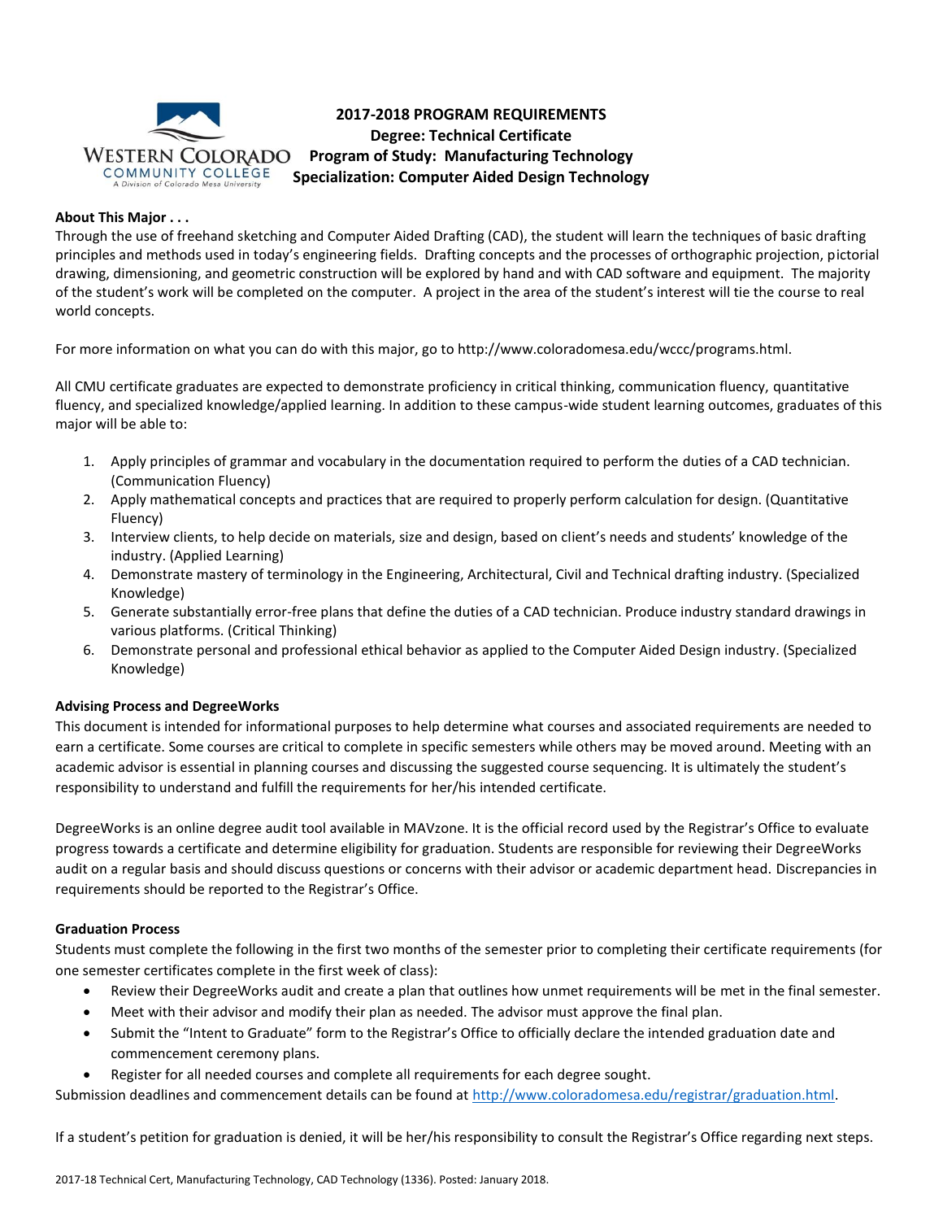# 2017-2018 PROGRAM REQUIREMENTS
## Degree: Technical Certificate
## Program of Study: Manufacturing Technology
## Specialization: Computer Aided Design Technology

### About This Major . . .

Through the use of freehand sketching and Computer Aided Drafting (CAD), the student will learn the techniques of basic drafting principles and methods used in today's engineering fields. Drafting concepts and the processes of orthographic projection, pictorial drawing, dimensioning, and geometric construction will be explored by hand and with CAD software and equipment. The majority of the student's work will be completed on the computer. A project in the area of the student's interest will tie the course to real world concepts.

For more information on what you can do with this major, go to http://www.coloradomesa.edu/wccc/programs.html.

All CMU certificate graduates are expected to demonstrate proficiency in critical thinking, communication fluency, quantitative fluency, and specialized knowledge/applied learning. In addition to these campus-wide student learning outcomes, graduates of this major will be able to:

1. Apply principles of grammar and vocabulary in the documentation required to perform the duties of a CAD technician. (Communication Fluency)
2. Apply mathematical concepts and practices that are required to properly perform calculation for design. (Quantitative Fluency)
3. Interview clients, to help decide on materials, size and design, based on client's needs and students' knowledge of the industry. (Applied Learning)
4. Demonstrate mastery of terminology in the Engineering, Architectural, Civil and Technical drafting industry. (Specialized Knowledge)
5. Generate substantially error-free plans that define the duties of a CAD technician. Produce industry standard drawings in various platforms. (Critical Thinking)
6. Demonstrate personal and professional ethical behavior as applied to the Computer Aided Design industry. (Specialized Knowledge)

### Advising Process and DegreeWorks

This document is intended for informational purposes to help determine what courses and associated requirements are needed to earn a certificate. Some courses are critical to complete in specific semesters while others may be moved around. Meeting with an academic advisor is essential in planning courses and discussing the suggested course sequencing. It is ultimately the student's responsibility to understand and fulfill the requirements for her/his intended certificate.

DegreeWorks is an online degree audit tool available in MAVzone. It is the official record used by the Registrar's Office to evaluate progress towards a certificate and determine eligibility for graduation. Students are responsible for reviewing their DegreeWorks audit on a regular basis and should discuss questions or concerns with their advisor or academic department head. Discrepancies in requirements should be reported to the Registrar's Office.

### Graduation Process

Students must complete the following in the first two months of the semester prior to completing their certificate requirements (for one semester certificates complete in the first week of class):

- Review their DegreeWorks audit and create a plan that outlines how unmet requirements will be met in the final semester.
- Meet with their advisor and modify their plan as needed. The advisor must approve the final plan.
- Submit the "Intent to Graduate" form to the Registrar's Office to officially declare the intended graduation date and commencement ceremony plans.
- Register for all needed courses and complete all requirements for each degree sought.

Submission deadlines and commencement details can be found at http://www.coloradomesa.edu/registrar/graduation.html.

If a student's petition for graduation is denied, it will be her/his responsibility to consult the Registrar's Office regarding next steps.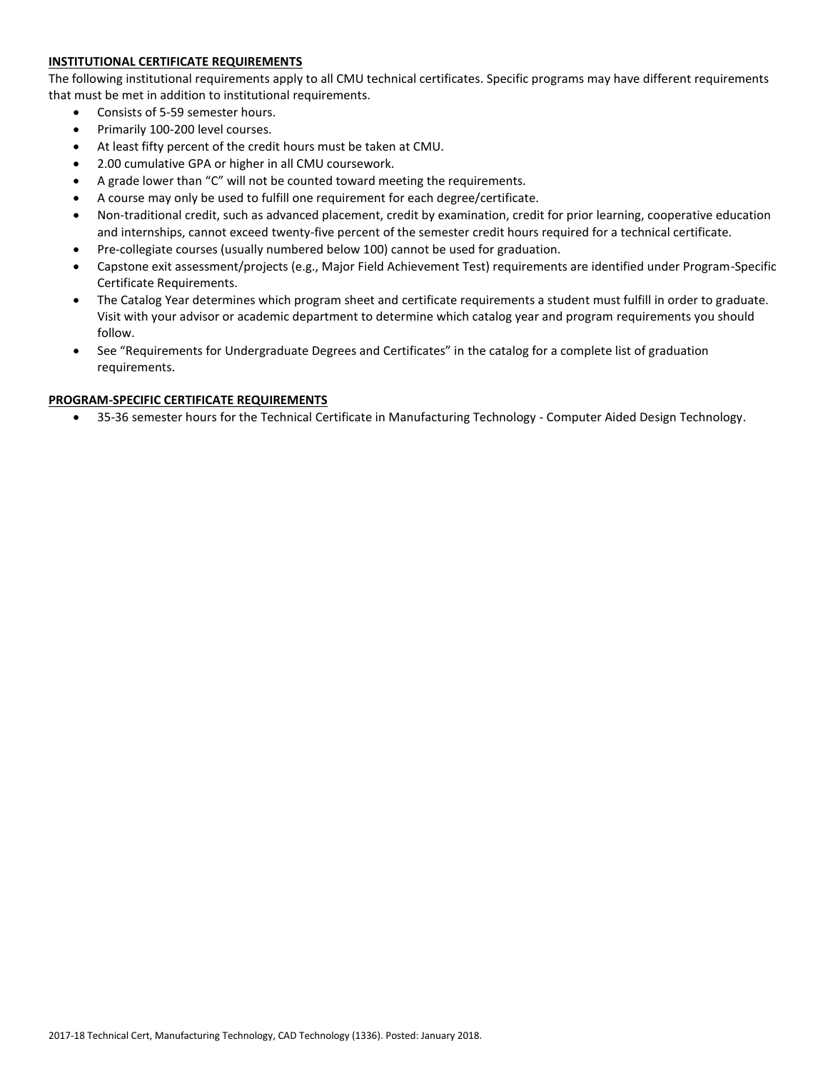**INSTITUTIONAL CERTIFICATE REQUIREMENTS**

The following institutional requirements apply to all CMU technical certificates. Specific programs may have different requirements that must be met in addition to institutional requirements.

- Consists of 5-59 semester hours.
- Primarily 100-200 level courses.
- At least fifty percent of the credit hours must be taken at CMU.
- 2.00 cumulative GPA or higher in all CMU coursework.
- A grade lower than "C" will not be counted toward meeting the requirements.
- A course may only be used to fulfill one requirement for each degree/certificate.
- Non-traditional credit, such as advanced placement, credit by examination, credit for prior learning, cooperative education and internships, cannot exceed twenty-five percent of the semester credit hours required for a technical certificate.
- Pre-collegiate courses (usually numbered below 100) cannot be used for graduation.
- Capstone exit assessment/projects (e.g., Major Field Achievement Test) requirements are identified under Program-Specific Certificate Requirements.
- The Catalog Year determines which program sheet and certificate requirements a student must fulfill in order to graduate. Visit with your advisor or academic department to determine which catalog year and program requirements you should follow.
- See "Requirements for Undergraduate Degrees and Certificates" in the catalog for a complete list of graduation requirements.

**PROGRAM-SPECIFIC CERTIFICATE REQUIREMENTS**

- 35-36 semester hours for the Technical Certificate in Manufacturing Technology - Computer Aided Design Technology.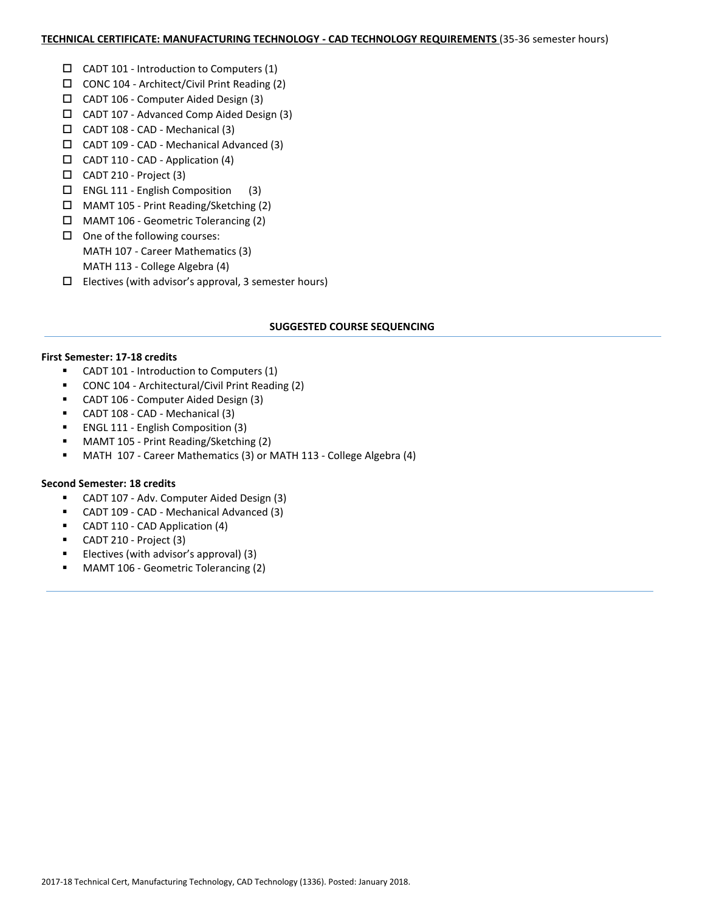**TECHNICAL CERTIFICATE: MANUFACTURING TECHNOLOGY - CAD TECHNOLOGY REQUIREMENTS** (35-36 semester hours)

- ☐ CADT 101 - Introduction to Computers (1)
- ☐ CONC 104 - Architect/Civil Print Reading (2)
- ☐ CADT 106 - Computer Aided Design (3)
- ☐ CADT 107 - Advanced Comp Aided Design (3)
- ☐ CADT 108 - CAD - Mechanical (3)
- ☐ CADT 109 - CAD - Mechanical Advanced (3)
- ☐ CADT 110 - CAD - Application (4)
- ☐ CADT 210 - Project (3)
- ☐ ENGL 111 - English Composition (3)
- ☐ MAMT 105 - Print Reading/Sketching (2)
- ☐ MAMT 106 - Geometric Tolerancing (2)
- ☐ One of the following courses:
  MATH 107 - Career Mathematics (3)
  MATH 113 - College Algebra (4)
- ☐ Electives (with advisor's approval, 3 semester hours)

**SUGGESTED COURSE SEQUENCING**

**First Semester: 17-18 credits**

- CADT 101 - Introduction to Computers (1)
- CONC 104 - Architectural/Civil Print Reading (2)
- CADT 106 - Computer Aided Design (3)
- CADT 108 - CAD - Mechanical (3)
- ENGL 111 - English Composition (3)
- MAMT 105 - Print Reading/Sketching (2)
- MATH 107 - Career Mathematics (3) or MATH 113 - College Algebra (4)

**Second Semester: 18 credits**

- CADT 107 - Adv. Computer Aided Design (3)
- CADT 109 - CAD - Mechanical Advanced (3)
- CADT 110 - CAD Application (4)
- CADT 210 - Project (3)
- Electives (with advisor's approval) (3)
- MAMT 106 - Geometric Tolerancing (2)